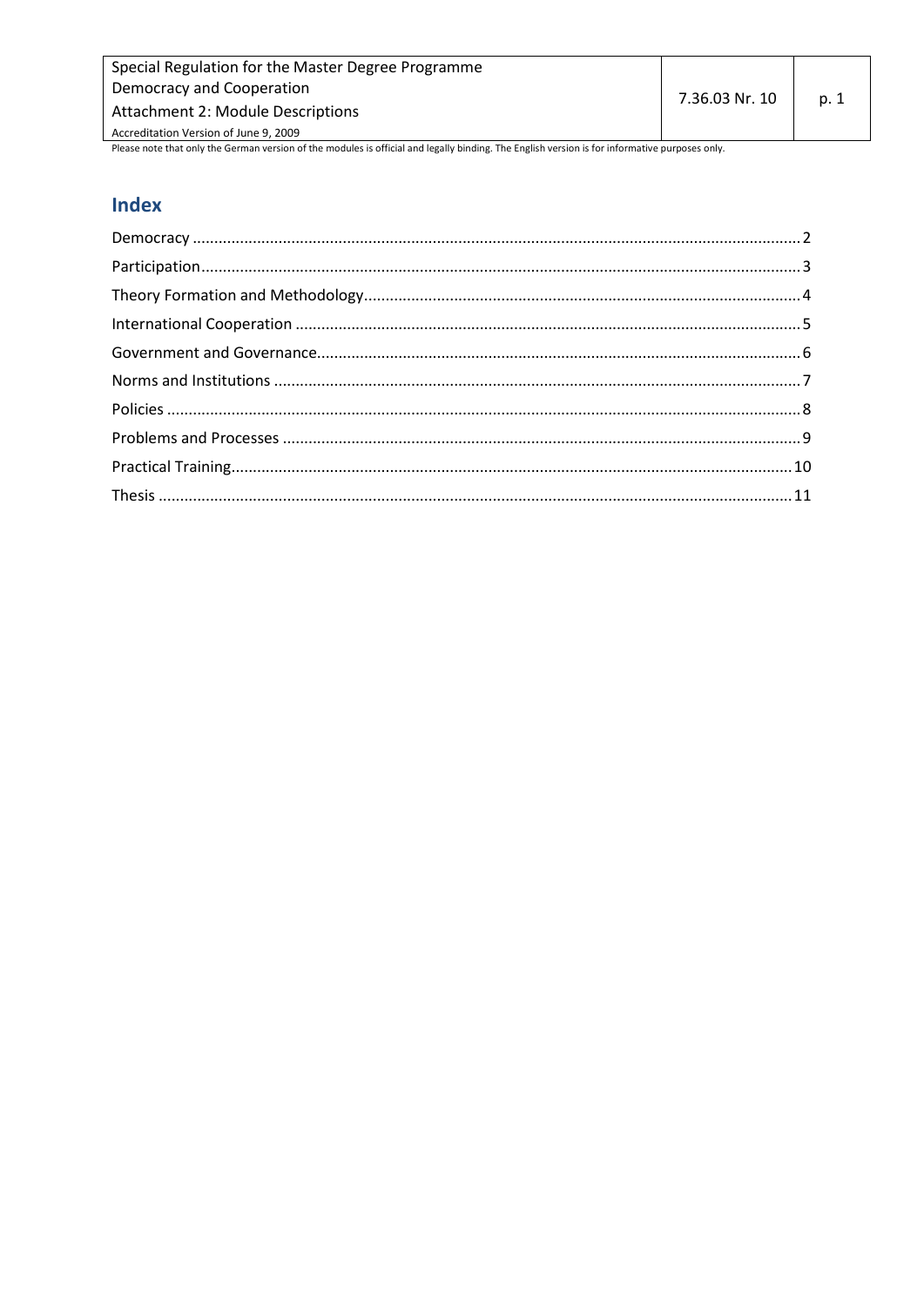## Index

- Democracy ........ 2
- Participation ........ 3
- Theory Formation and Methodology ........ 4
- International Cooperation ........ 5
- Government and Governance ........ 6
- Norms and Institutions ........ 7
- Policies ........ 8
- Problems and Processes ........ 9
- Practical Training ........ 10
- Thesis ........ 11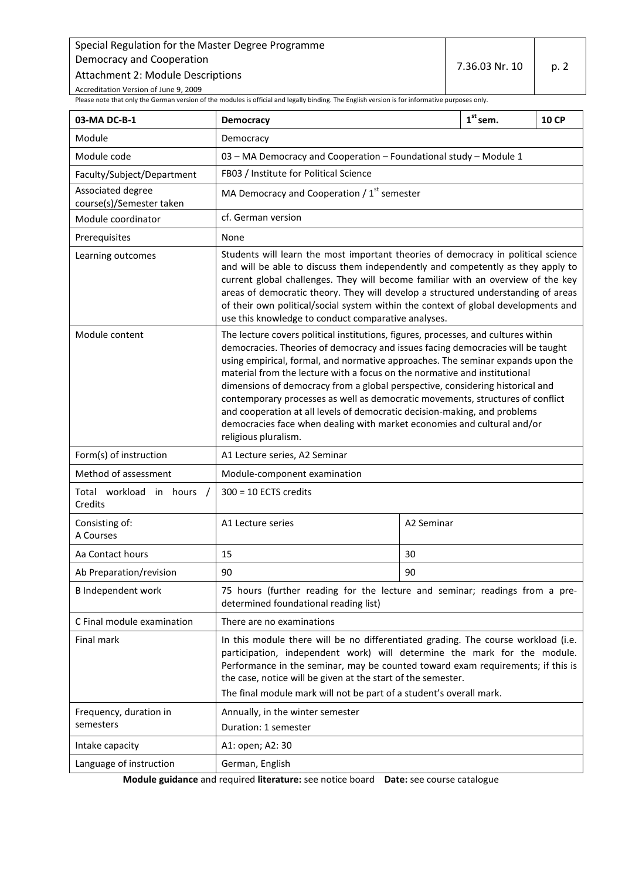Please note that only the German version of the modules is official and legally binding. The English version is for informative purposes only.

| 03-MA DC-B-1 | Democracy | | 1st sem. | 10 CP |
|---|---|---|---|---|
| Module | Democracy | | | |
| Module code | 03 – MA Democracy and Cooperation – Foundational study – Module 1 | | | |
| Faculty/Subject/Department | FB03 / Institute for Political Science | | | |
| Associated degree course(s)/Semester taken | MA Democracy and Cooperation / 1st semester | | | |
| Module coordinator | cf. German version | | | |
| Prerequisites | None | | | |
| Learning outcomes | Students will learn the most important theories of democracy in political science and will be able to discuss them independently and competently as they apply to current global challenges. They will become familiar with an overview of the key areas of democratic theory. They will develop a structured understanding of areas of their own political/social system within the context of global developments and use this knowledge to conduct comparative analyses. | | | |
| Module content | The lecture covers political institutions, figures, processes, and cultures within democracies. Theories of democracy and issues facing democracies will be taught using empirical, formal, and normative approaches. The seminar expands upon the material from the lecture with a focus on the normative and institutional dimensions of democracy from a global perspective, considering historical and contemporary processes as well as democratic movements, structures of conflict and cooperation at all levels of democratic decision-making, and problems democracies face when dealing with market economies and cultural and/or religious pluralism. | | | |
| Form(s) of instruction | A1 Lecture series, A2 Seminar | | | |
| Method of assessment | Module-component examination | | | |
| Total workload in hours / Credits | 300 = 10 ECTS credits | | | |
| Consisting of: A Courses | A1 Lecture series | A2 Seminar | | |
| Aa Contact hours | 15 | 30 | | |
| Ab Preparation/revision | 90 | 90 | | |
| B Independent work | 75 hours (further reading for the lecture and seminar; readings from a pre-determined foundational reading list) | | | |
| C Final module examination | There are no examinations | | | |
| Final mark | In this module there will be no differentiated grading. The course workload (i.e. participation, independent work) will determine the mark for the module. Performance in the seminar, may be counted toward exam requirements; if this is the case, notice will be given at the start of the semester.<br>The final module mark will not be part of a student's overall mark. | | | |
| Frequency, duration in semesters | Annually, in the winter semester<br>Duration: 1 semester | | | |
| Intake capacity | A1: open; A2: 30 | | | |
| Language of instruction | German, English | | | |

**Module guidance** and required **literature:** see notice board **Date:** see course catalogue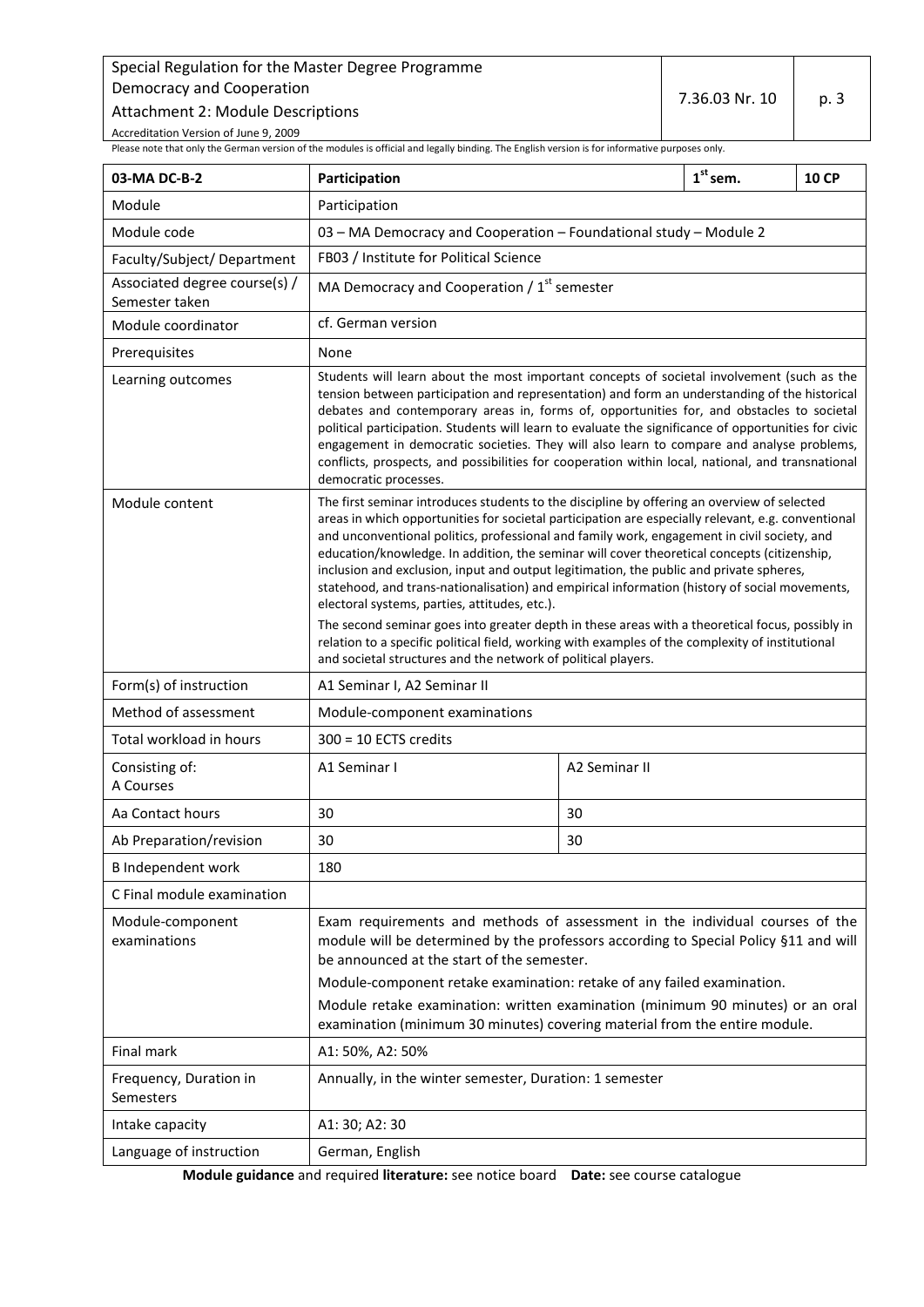Please note that only the German version of the modules is official and legally binding. The English version is for informative purposes only.

| 03-MA DC-B-2 | Participation | | 1st sem. | 10 CP |
|---|---|---|---|---|
| Module | Participation | | | |
| Module code | 03 – MA Democracy and Cooperation – Foundational study – Module 2 | | | |
| Faculty/Subject/ Department | FB03 / Institute for Political Science | | | |
| Associated degree course(s) / Semester taken | MA Democracy and Cooperation / 1st semester | | | |
| Module coordinator | cf. German version | | | |
| Prerequisites | None | | | |
| Learning outcomes | Students will learn about the most important concepts of societal involvement (such as the tension between participation and representation) and form an understanding of the historical debates and contemporary areas in, forms of, opportunities for, and obstacles to societal political participation. Students will learn to evaluate the significance of opportunities for civic engagement in democratic societies. They will also learn to compare and analyse problems, conflicts, prospects, and possibilities for cooperation within local, national, and transnational democratic processes. | | | |
| Module content | The first seminar introduces students to the discipline by offering an overview of selected areas in which opportunities for societal participation are especially relevant, e.g. conventional and unconventional politics, professional and family work, engagement in civil society, and education/knowledge. In addition, the seminar will cover theoretical concepts (citizenship, inclusion and exclusion, input and output legitimation, the public and private spheres, statehood, and trans-nationalisation) and empirical information (history of social movements, electoral systems, parties, attitudes, etc.).<br>The second seminar goes into greater depth in these areas with a theoretical focus, possibly in relation to a specific political field, working with examples of the complexity of institutional and societal structures and the network of political players. | | | |
| Form(s) of instruction | A1 Seminar I, A2 Seminar II | | | |
| Method of assessment | Module-component examinations | | | |
| Total workload in hours | 300 = 10 ECTS credits | | | |
| Consisting of: A Courses | A1 Seminar I | A2 Seminar II | | |
| Aa Contact hours | 30 | 30 | | |
| Ab Preparation/revision | 30 | 30 | | |
| B Independent work | 180 | | | |
| C Final module examination | | | | |
| Module-component examinations | Exam requirements and methods of assessment in the individual courses of the module will be determined by the professors according to Special Policy §11 and will be announced at the start of the semester.<br>Module-component retake examination: retake of any failed examination.<br>Module retake examination: written examination (minimum 90 minutes) or an oral examination (minimum 30 minutes) covering material from the entire module. | | | |
| Final mark | A1: 50%, A2: 50% | | | |
| Frequency, Duration in Semesters | Annually, in the winter semester, Duration: 1 semester | | | |
| Intake capacity | A1: 30; A2: 30 | | | |
| Language of instruction | German, English | | | |

**Module guidance** and required **literature:** see notice board **Date:** see course catalogue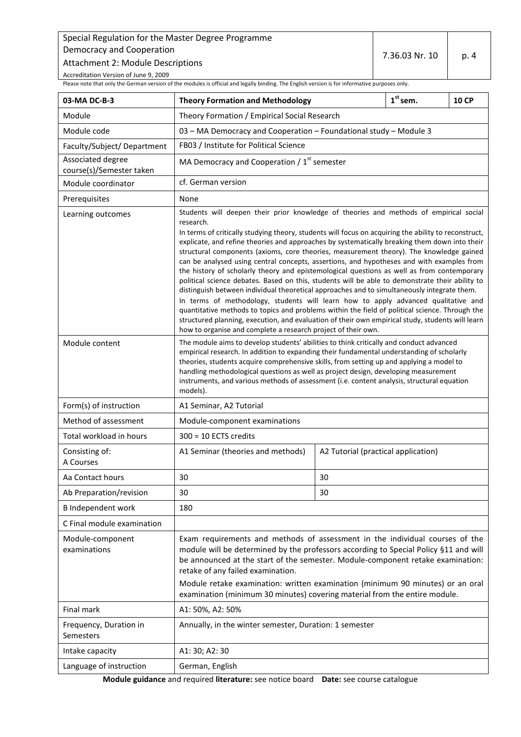Please note that only the German version of the modules is official and legally binding. The English version is for informative purposes only.

| 03-MA DC-B-3 | Theory Formation and Methodology | | 1st sem. | 10 CP |
|---|---|---|---|---|
| Module | Theory Formation / Empirical Social Research | | | |
| Module code | 03 – MA Democracy and Cooperation – Foundational study – Module 3 | | | |
| Faculty/Subject/ Department | FB03 / Institute for Political Science | | | |
| Associated degree course(s)/Semester taken | MA Democracy and Cooperation / 1st semester | | | |
| Module coordinator | cf. German version | | | |
| Prerequisites | None | | | |
| Learning outcomes | Students will deepen their prior knowledge of theories and methods of empirical social research. In terms of critically studying theory, students will focus on acquiring the ability to reconstruct, explicate, and refine theories and approaches by systematically breaking them down into their structural components (axioms, core theories, measurement theory). The knowledge gained can be analysed using central concepts, assertions, and hypotheses and with examples from the history of scholarly theory and epistemological questions as well as from contemporary political science debates. Based on this, students will be able to demonstrate their ability to distinguish between individual theoretical approaches and to simultaneously integrate them. In terms of methodology, students will learn how to apply advanced qualitative and quantitative methods to topics and problems within the field of political science. Through the structured planning, execution, and evaluation of their own empirical study, students will learn how to organise and complete a research project of their own. | | | |
| Module content | The module aims to develop students' abilities to think critically and conduct advanced empirical research. In addition to expanding their fundamental understanding of scholarly theories, students acquire comprehensive skills, from setting up and applying a model to handling methodological questions as well as project design, developing measurement instruments, and various methods of assessment (i.e. content analysis, structural equation models). | | | |
| Form(s) of instruction | A1 Seminar, A2 Tutorial | | | |
| Method of assessment | Module-component examinations | | | |
| Total workload in hours | 300 = 10 ECTS credits | | | |
| Consisting of: A Courses | A1 Seminar (theories and methods) | A2 Tutorial (practical application) | | |
| Aa Contact hours | 30 | 30 | | |
| Ab Preparation/revision | 30 | 30 | | |
| B Independent work | 180 | | | |
| C Final module examination | | | | |
| Module-component examinations | Exam requirements and methods of assessment in the individual courses of the module will be determined by the professors according to Special Policy §11 and will be announced at the start of the semester. Module-component retake examination: retake of any failed examination. Module retake examination: written examination (minimum 90 minutes) or an oral examination (minimum 30 minutes) covering material from the entire module. | | | |
| Final mark | A1: 50%, A2: 50% | | | |
| Frequency, Duration in Semesters | Annually, in the winter semester, Duration: 1 semester | | | |
| Intake capacity | A1: 30; A2: 30 | | | |
| Language of instruction | German, English | | | |

**Module guidance** and required **literature:** see notice board **Date:** see course catalogue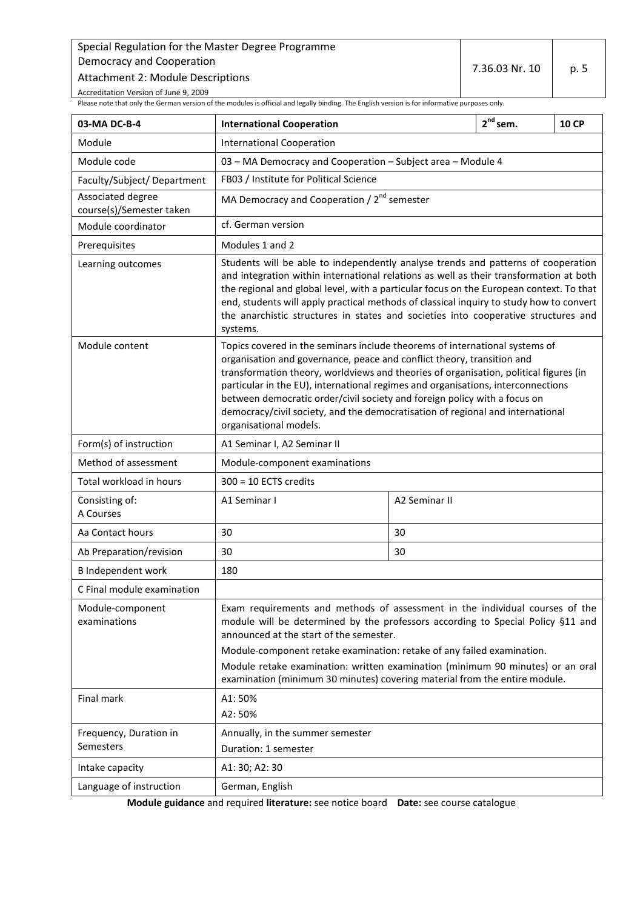Please note that only the German version of the modules is official and legally binding. The English version is for informative purposes only.

| 03-MA DC-B-4 | International Cooperation | | 2nd sem. | 10 CP |
|---|---|---|---|---|
| Module | International Cooperation | | | |
| Module code | 03 – MA Democracy and Cooperation – Subject area – Module 4 | | | |
| Faculty/Subject/ Department | FB03 / Institute for Political Science | | | |
| Associated degree course(s)/Semester taken | MA Democracy and Cooperation / 2nd semester | | | |
| Module coordinator | cf. German version | | | |
| Prerequisites | Modules 1 and 2 | | | |
| Learning outcomes | Students will be able to independently analyse trends and patterns of cooperation and integration within international relations as well as their transformation at both the regional and global level, with a particular focus on the European context. To that end, students will apply practical methods of classical inquiry to study how to convert the anarchistic structures in states and societies into cooperative structures and systems. | | | |
| Module content | Topics covered in the seminars include theorems of international systems of organisation and governance, peace and conflict theory, transition and transformation theory, worldviews and theories of organisation, political figures (in particular in the EU), international regimes and organisations, interconnections between democratic order/civil society and foreign policy with a focus on democracy/civil society, and the democratisation of regional and international organisational models. | | | |
| Form(s) of instruction | A1 Seminar I, A2 Seminar II | | | |
| Method of assessment | Module-component examinations | | | |
| Total workload in hours | 300 = 10 ECTS credits | | | |
| Consisting of: A Courses | A1 Seminar I | A2 Seminar II | | |
| Aa Contact hours | 30 | 30 | | |
| Ab Preparation/revision | 30 | 30 | | |
| B Independent work | 180 | | | |
| C Final module examination | | | | |
| Module-component examinations | Exam requirements and methods of assessment in the individual courses of the module will be determined by the professors according to Special Policy §11 and announced at the start of the semester.<br>Module-component retake examination: retake of any failed examination.<br>Module retake examination: written examination (minimum 90 minutes) or an oral examination (minimum 30 minutes) covering material from the entire module. | | | |
| Final mark | A1: 50%<br>A2: 50% | | | |
| Frequency, Duration in Semesters | Annually, in the summer semester<br>Duration: 1 semester | | | |
| Intake capacity | A1: 30; A2: 30 | | | |
| Language of instruction | German, English | | | |

**Module guidance** and required **literature:** see notice board **Date:** see course catalogue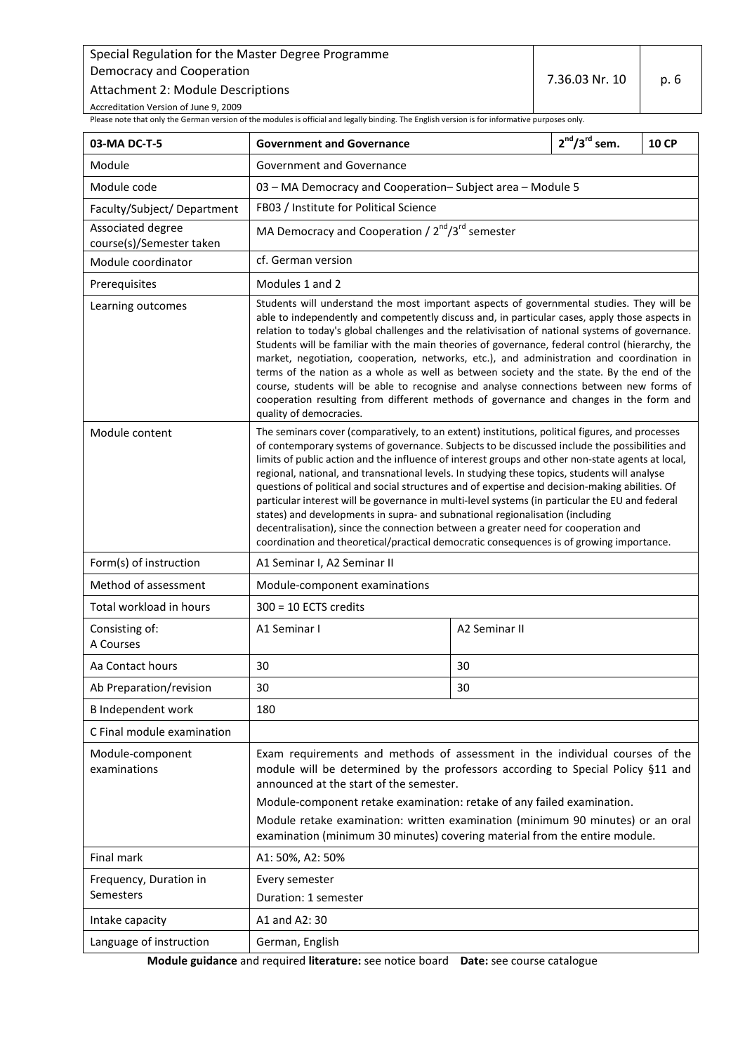Please note that only the German version of the modules is official and legally binding. The English version is for informative purposes only.

| 03-MA DC-T-5 | Government and Governance | | 2nd/3rd sem. | 10 CP |
|---|---|---|---|---|
| Module | Government and Governance | | | |
| Module code | 03 – MA Democracy and Cooperation– Subject area – Module 5 | | | |
| Faculty/Subject/ Department | FB03 / Institute for Political Science | | | |
| Associated degree course(s)/Semester taken | MA Democracy and Cooperation / 2nd/3rd semester | | | |
| Module coordinator | cf. German version | | | |
| Prerequisites | Modules 1 and 2 | | | |
| Learning outcomes | Students will understand the most important aspects of governmental studies. They will be able to independently and competently discuss and, in particular cases, apply those aspects in relation to today's global challenges and the relativisation of national systems of governance. Students will be familiar with the main theories of governance, federal control (hierarchy, the market, negotiation, cooperation, networks, etc.), and administration and coordination in terms of the nation as a whole as well as between society and the state. By the end of the course, students will be able to recognise and analyse connections between new forms of cooperation resulting from different methods of governance and changes in the form and quality of democracies. | | | |
| Module content | The seminars cover (comparatively, to an extent) institutions, political figures, and processes of contemporary systems of governance. Subjects to be discussed include the possibilities and limits of public action and the influence of interest groups and other non-state agents at local, regional, national, and transnational levels. In studying these topics, students will analyse questions of political and social structures and of expertise and decision-making abilities. Of particular interest will be governance in multi-level systems (in particular the EU and federal states) and developments in supra- and subnational regionalisation (including decentralisation), since the connection between a greater need for cooperation and coordination and theoretical/practical democratic consequences is of growing importance. | | | |
| Form(s) of instruction | A1 Seminar I, A2 Seminar II | | | |
| Method of assessment | Module-component examinations | | | |
| Total workload in hours | 300 = 10 ECTS credits | | | |
| Consisting of: A Courses | A1 Seminar I | A2 Seminar II | | |
| Aa Contact hours | 30 | 30 | | |
| Ab Preparation/revision | 30 | 30 | | |
| B Independent work | 180 | | | |
| C Final module examination | | | | |
| Module-component examinations | Exam requirements and methods of assessment in the individual courses of the module will be determined by the professors according to Special Policy §11 and announced at the start of the semester. Module-component retake examination: retake of any failed examination. Module retake examination: written examination (minimum 90 minutes) or an oral examination (minimum 30 minutes) covering material from the entire module. | | | |
| Final mark | A1: 50%, A2: 50% | | | |
| Frequency, Duration in Semesters | Every semester Duration: 1 semester | | | |
| Intake capacity | A1 and A2: 30 | | | |
| Language of instruction | German, English | | | |

**Module guidance** and required **literature:** see notice board **Date:** see course catalogue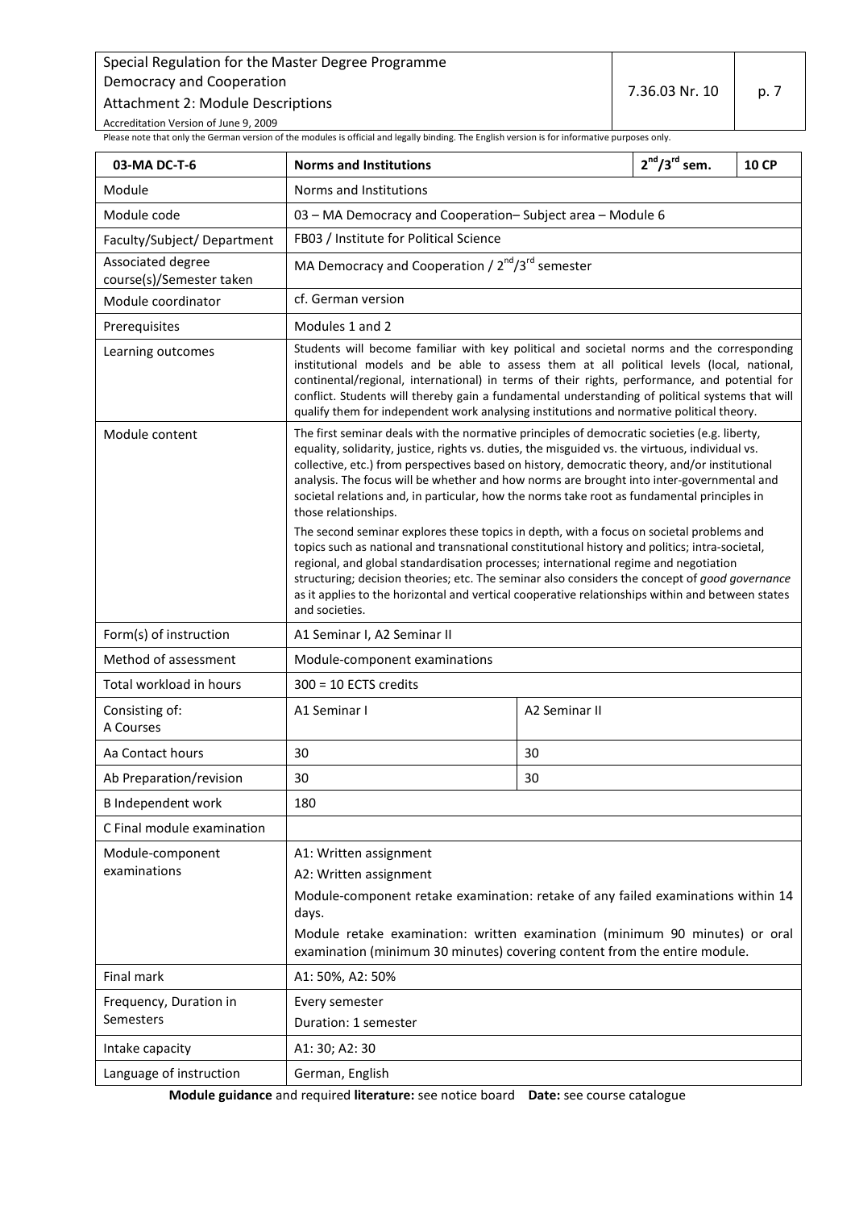Please note that only the German version of the modules is official and legally binding. The English version is for informative purposes only.

| 03-MA DC-T-6 | Norms and Institutions | | $2^{nd}/3^{rd}$ sem. | 10 CP |
|---|---|---|---|---|
| Module | Norms and Institutions | | | |
| Module code | 03 – MA Democracy and Cooperation– Subject area – Module 6 | | | |
| Faculty/Subject/ Department | FB03 / Institute for Political Science | | | |
| Associated degree course(s)/Semester taken | MA Democracy and Cooperation / $2^{nd}/3^{rd}$ semester | | | |
| Module coordinator | cf. German version | | | |
| Prerequisites | Modules 1 and 2 | | | |
| Learning outcomes | Students will become familiar with key political and societal norms and the corresponding institutional models and be able to assess them at all political levels (local, national, continental/regional, international) in terms of their rights, performance, and potential for conflict. Students will thereby gain a fundamental understanding of political systems that will qualify them for independent work analysing institutions and normative political theory. | | | |
| Module content | The first seminar deals with the normative principles of democratic societies (e.g. liberty, equality, solidarity, justice, rights vs. duties, the misguided vs. the virtuous, individual vs. collective, etc.) from perspectives based on history, democratic theory, and/or institutional analysis. The focus will be whether and how norms are brought into inter-governmental and societal relations and, in particular, how the norms take root as fundamental principles in those relationships.<br>The second seminar explores these topics in depth, with a focus on societal problems and topics such as national and transnational constitutional history and politics; intra-societal, regional, and global standardisation processes; international regime and negotiation structuring; decision theories; etc. The seminar also considers the concept of *good governance* as it applies to the horizontal and vertical cooperative relationships within and between states and societies. | | | |
| Form(s) of instruction | A1 Seminar I, A2 Seminar II | | | |
| Method of assessment | Module-component examinations | | | |
| Total workload in hours | 300 = 10 ECTS credits | | | |
| Consisting of:<br>A Courses | A1 Seminar I | A2 Seminar II | | |
| Aa Contact hours | 30 | 30 | | |
| Ab Preparation/revision | 30 | 30 | | |
| B Independent work | 180 | | | |
| C Final module examination | | | | |
| Module-component examinations | A1: Written assignment<br>A2: Written assignment<br>Module-component retake examination: retake of any failed examinations within 14 days.<br>Module retake examination: written examination (minimum 90 minutes) or oral examination (minimum 30 minutes) covering content from the entire module. | | | |
| Final mark | A1: 50%, A2: 50% | | | |
| Frequency, Duration in Semesters | Every semester<br>Duration: 1 semester | | | |
| Intake capacity | A1: 30; A2: 30 | | | |
| Language of instruction | German, English | | | |

**Module guidance** and required **literature:** see notice board **Date:** see course catalogue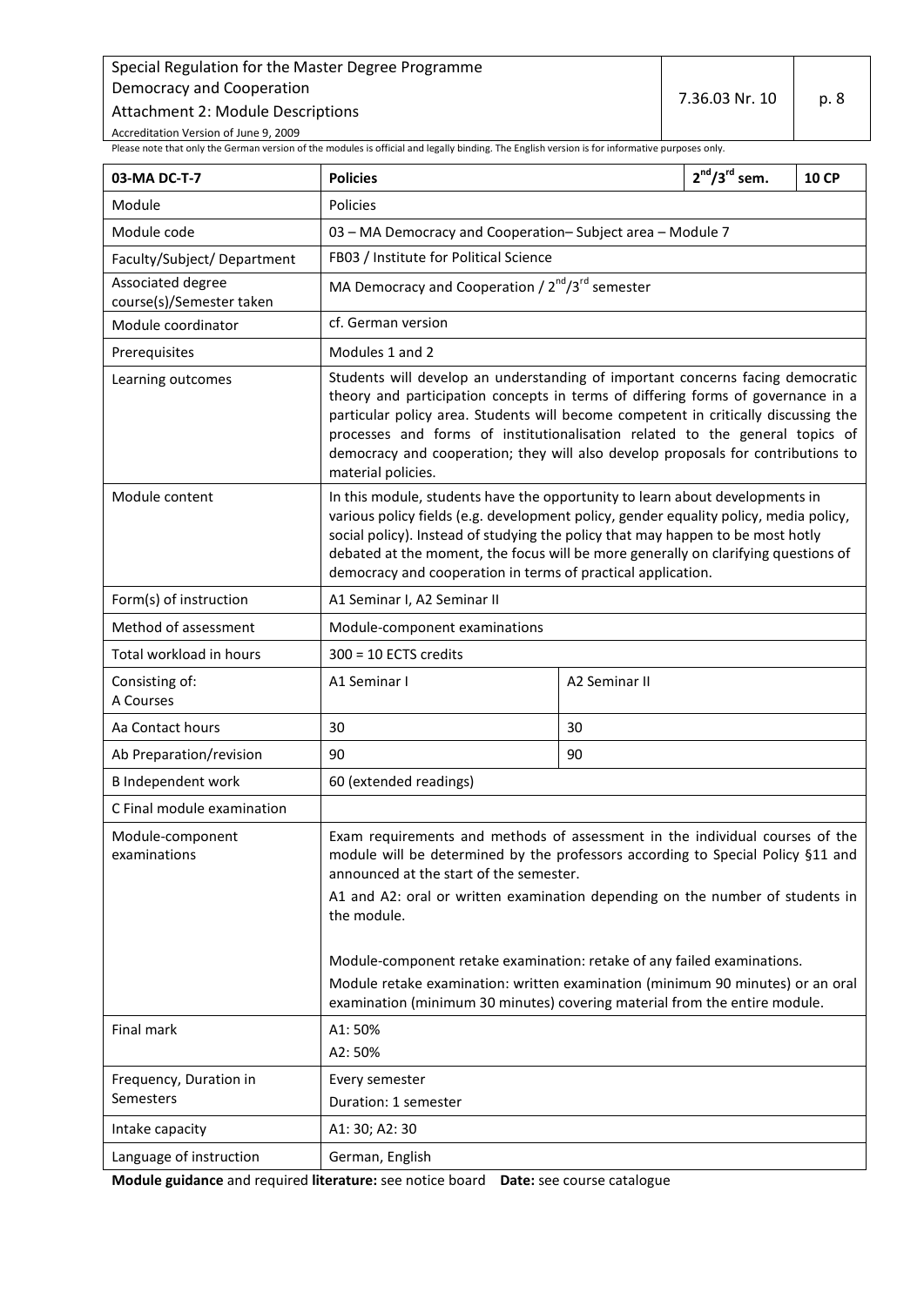Special Regulation for the Master Degree Programme Democracy and Cooperation
Attachment 2: Module Descriptions
Accreditation Version of June 9, 2009

| 7.36.03 Nr. 10 | p. 8 |
|---|---|

Please note that only the German version of the modules is official and legally binding. The English version is for informative purposes only.

| **03-MA DC-T-7** | **Policies** | | **2nd/3rd sem.** | **10 CP** |
|---|---|---|---|---|
| Module | Policies | | | |
| Module code | 03 – MA Democracy and Cooperation– Subject area – Module 7 | | | |
| Faculty/Subject/ Department | FB03 / Institute for Political Science | | | |
| Associated degree course(s)/Semester taken | MA Democracy and Cooperation / 2nd/3rd semester | | | |
| Module coordinator | cf. German version | | | |
| Prerequisites | Modules 1 and 2 | | | |
| Learning outcomes | Students will develop an understanding of important concerns facing democratic theory and participation concepts in terms of differing forms of governance in a particular policy area. Students will become competent in critically discussing the processes and forms of institutionalisation related to the general topics of democracy and cooperation; they will also develop proposals for contributions to material policies. | | | |
| Module content | In this module, students have the opportunity to learn about developments in various policy fields (e.g. development policy, gender equality policy, media policy, social policy). Instead of studying the policy that may happen to be most hotly debated at the moment, the focus will be more generally on clarifying questions of democracy and cooperation in terms of practical application. | | | |
| Form(s) of instruction | A1 Seminar I, A2 Seminar II | | | |
| Method of assessment | Module-component examinations | | | |
| Total workload in hours | 300 = 10 ECTS credits | | | |
| Consisting of: A Courses | A1 Seminar I | A2 Seminar II | | |
| Aa Contact hours | 30 | 30 | | |
| Ab Preparation/revision | 90 | 90 | | |
| B Independent work | 60 (extended readings) | | | |
| C Final module examination | | | | |
| Module-component examinations | Exam requirements and methods of assessment in the individual courses of the module will be determined by the professors according to Special Policy §11 and announced at the start of the semester.<br>A1 and A2: oral or written examination depending on the number of students in the module.<br><br>Module-component retake examination: retake of any failed examinations.<br>Module retake examination: written examination (minimum 90 minutes) or an oral examination (minimum 30 minutes) covering material from the entire module. | | | |
| Final mark | A1: 50%<br>A2: 50% | | | |
| Frequency, Duration in Semesters | Every semester<br>Duration: 1 semester | | | |
| Intake capacity | A1: 30; A2: 30 | | | |
| Language of instruction | German, English | | | |

**Module guidance** and required **literature:** see notice board **Date:** see course catalogue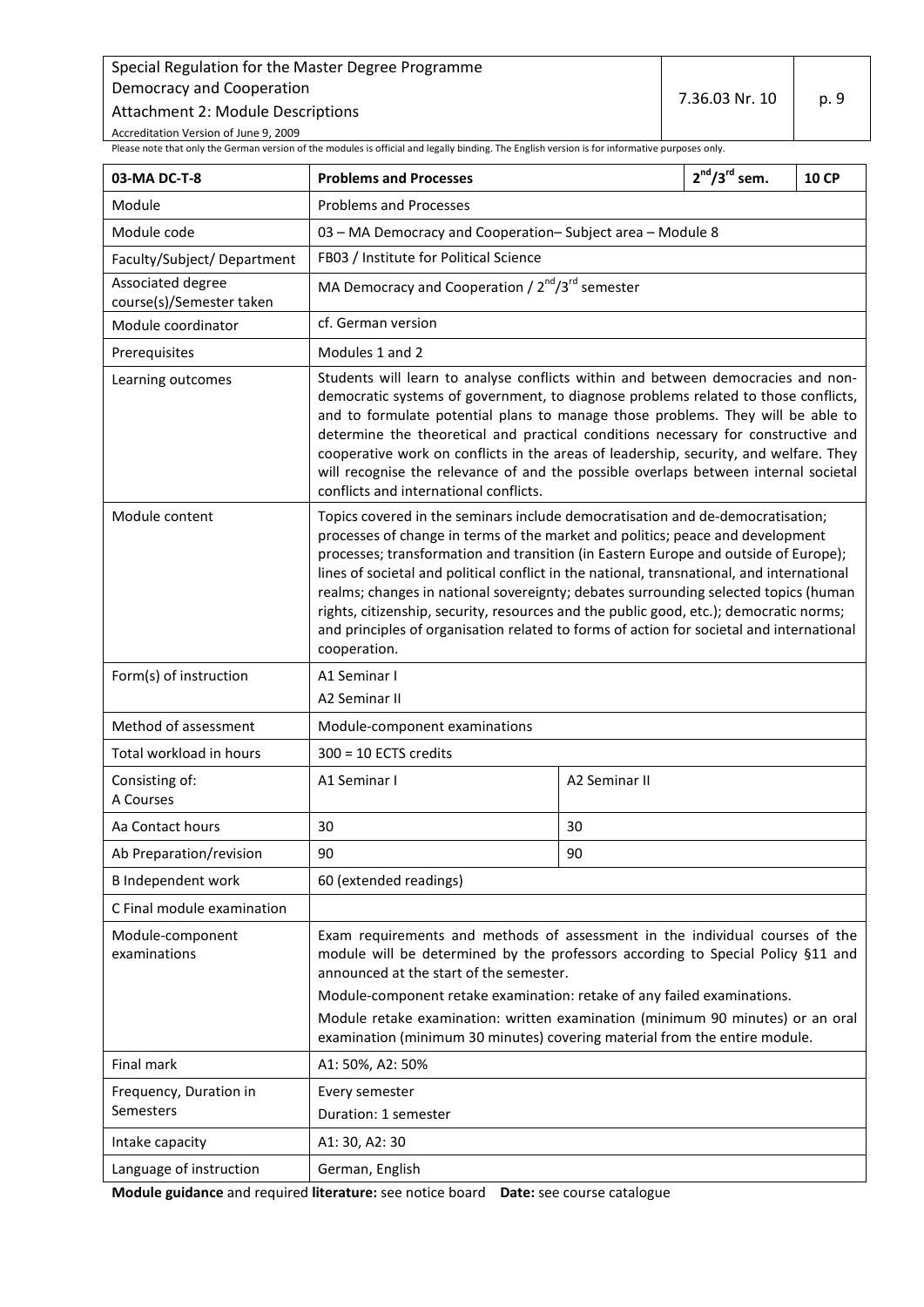Please note that only the German version of the modules is official and legally binding. The English version is for informative purposes only.

| 03-MA DC-T-8 | Problems and Processes | | $2^{nd}/3^{rd}$ sem. | 10 CP |
|---|---|---|---|---|
| Module | Problems and Processes | | | |
| Module code | 03 – MA Democracy and Cooperation– Subject area – Module 8 | | | |
| Faculty/Subject/ Department | FB03 / Institute for Political Science | | | |
| Associated degree course(s)/Semester taken | MA Democracy and Cooperation / $2^{nd}/3^{rd}$ semester | | | |
| Module coordinator | cf. German version | | | |
| Prerequisites | Modules 1 and 2 | | | |
| Learning outcomes | Students will learn to analyse conflicts within and between democracies and non-democratic systems of government, to diagnose problems related to those conflicts, and to formulate potential plans to manage those problems. They will be able to determine the theoretical and practical conditions necessary for constructive and cooperative work on conflicts in the areas of leadership, security, and welfare. They will recognise the relevance of and the possible overlaps between internal societal conflicts and international conflicts. | | | |
| Module content | Topics covered in the seminars include democratisation and de-democratisation; processes of change in terms of the market and politics; peace and development processes; transformation and transition (in Eastern Europe and outside of Europe); lines of societal and political conflict in the national, transnational, and international realms; changes in national sovereignty; debates surrounding selected topics (human rights, citizenship, security, resources and the public good, etc.); democratic norms; and principles of organisation related to forms of action for societal and international cooperation. | | | |
| Form(s) of instruction | A1 Seminar I<br>A2 Seminar II | | | |
| Method of assessment | Module-component examinations | | | |
| Total workload in hours | 300 = 10 ECTS credits | | | |
| Consisting of:<br>A Courses | A1 Seminar I | A2 Seminar II | | |
| Aa Contact hours | 30 | 30 | | |
| Ab Preparation/revision | 90 | 90 | | |
| B Independent work | 60 (extended readings) | | | |
| C Final module examination | | | | |
| Module-component examinations | Exam requirements and methods of assessment in the individual courses of the module will be determined by the professors according to Special Policy §11 and announced at the start of the semester.<br>Module-component retake examination: retake of any failed examinations.<br>Module retake examination: written examination (minimum 90 minutes) or an oral examination (minimum 30 minutes) covering material from the entire module. | | | |
| Final mark | A1: 50%, A2: 50% | | | |
| Frequency, Duration in Semesters | Every semester<br>Duration: 1 semester | | | |
| Intake capacity | A1: 30, A2: 30 | | | |
| Language of instruction | German, English | | | |

**Module guidance** and required **literature:** see notice board **Date:** see course catalogue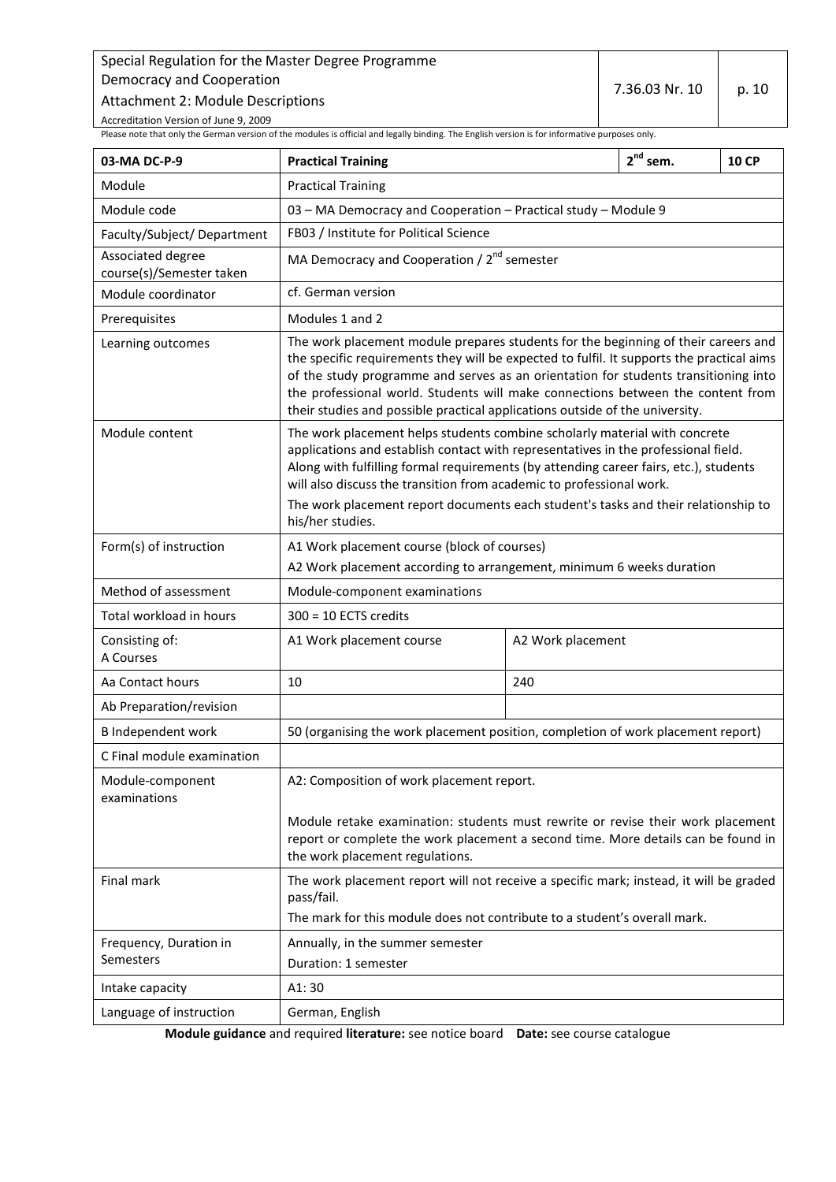Please note that only the German version of the modules is official and legally binding. The English version is for informative purposes only.

| 03-MA DC-P-9 | Practical Training | | $2^{nd}$ sem. | 10 CP |
|---|---|---|---|---|
| Module | Practical Training | | | |
| Module code | 03 – MA Democracy and Cooperation – Practical study – Module 9 | | | |
| Faculty/Subject/ Department | FB03 / Institute for Political Science | | | |
| Associated degree course(s)/Semester taken | MA Democracy and Cooperation / $2^{nd}$ semester | | | |
| Module coordinator | cf. German version | | | |
| Prerequisites | Modules 1 and 2 | | | |
| Learning outcomes | The work placement module prepares students for the beginning of their careers and the specific requirements they will be expected to fulfil. It supports the practical aims of the study programme and serves as an orientation for students transitioning into the professional world. Students will make connections between the content from their studies and possible practical applications outside of the university. | | | |
| Module content | The work placement helps students combine scholarly material with concrete applications and establish contact with representatives in the professional field. Along with fulfilling formal requirements (by attending career fairs, etc.), students will also discuss the transition from academic to professional work.<br>The work placement report documents each student's tasks and their relationship to his/her studies. | | | |
| Form(s) of instruction | A1 Work placement course (block of courses)<br>A2 Work placement according to arrangement, minimum 6 weeks duration | | | |
| Method of assessment | Module-component examinations | | | |
| Total workload in hours | 300 = 10 ECTS credits | | | |
| Consisting of:<br>A Courses | A1 Work placement course | A2 Work placement | | |
| Aa Contact hours | 10 | 240 | | |
| Ab Preparation/revision | | | | |
| B Independent work | 50 (organising the work placement position, completion of work placement report) | | | |
| C Final module examination | | | | |
| Module-component examinations | A2: Composition of work placement report.<br><br>Module retake examination: students must rewrite or revise their work placement report or complete the work placement a second time. More details can be found in the work placement regulations. | | | |
| Final mark | The work placement report will not receive a specific mark; instead, it will be graded pass/fail.<br>The mark for this module does not contribute to a student's overall mark. | | | |
| Frequency, Duration in Semesters | Annually, in the summer semester<br>Duration: 1 semester | | | |
| Intake capacity | A1: 30 | | | |
| Language of instruction | German, English | | | |

**Module guidance** and required **literature:** see notice board **Date:** see course catalogue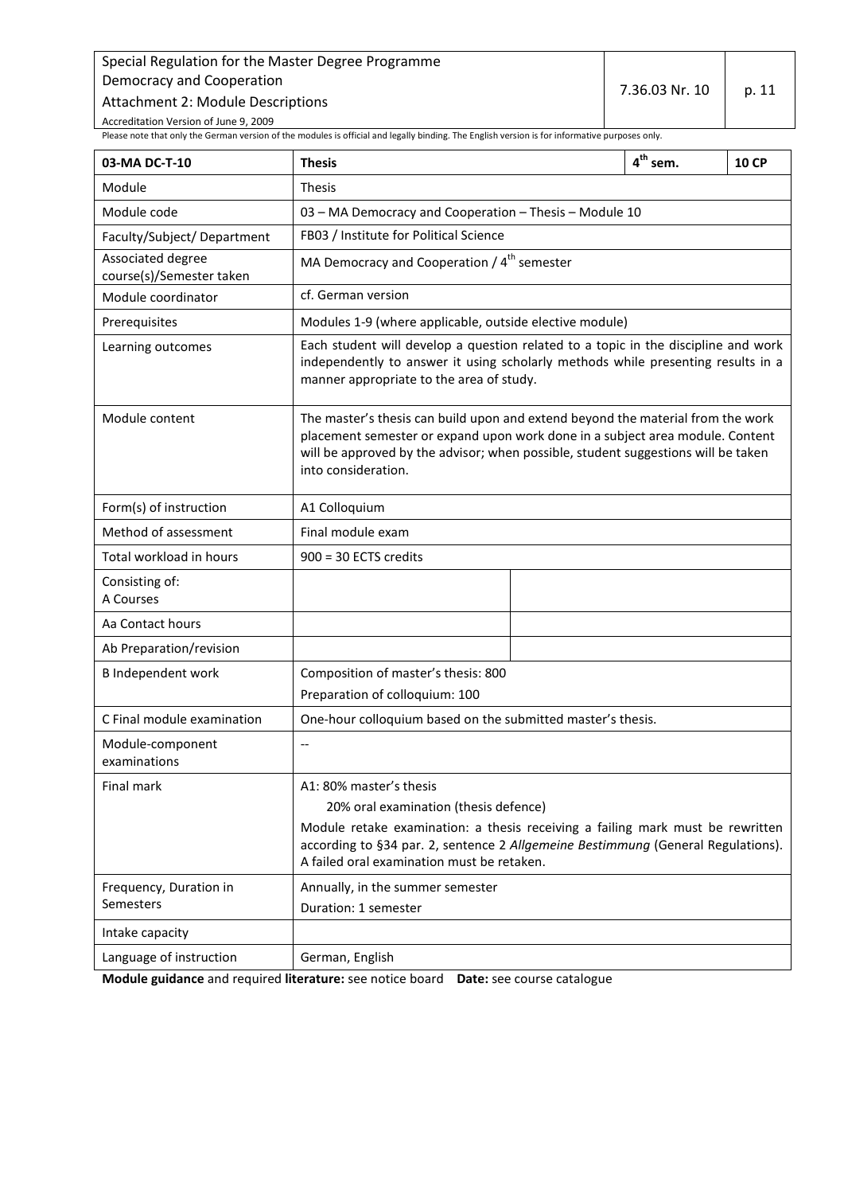Please note that only the German version of the modules is official and legally binding. The English version is for informative purposes only.

| 03-MA DC-T-10 | Thesis | | $4^{th}$ sem. | 10 CP |
|---|---|---|---|---|
| Module | Thesis | | | |
| Module code | 03 – MA Democracy and Cooperation – Thesis – Module 10 | | | |
| Faculty/Subject/ Department | FB03 / Institute for Political Science | | | |
| Associated degree course(s)/Semester taken | MA Democracy and Cooperation / $4^{th}$ semester | | | |
| Module coordinator | cf. German version | | | |
| Prerequisites | Modules 1-9 (where applicable, outside elective module) | | | |
| Learning outcomes | Each student will develop a question related to a topic in the discipline and work independently to answer it using scholarly methods while presenting results in a manner appropriate to the area of study. | | | |
| Module content | The master's thesis can build upon and extend beyond the material from the work placement semester or expand upon work done in a subject area module. Content will be approved by the advisor; when possible, student suggestions will be taken into consideration. | | | |
| Form(s) of instruction | A1 Colloquium | | | |
| Method of assessment | Final module exam | | | |
| Total workload in hours | 900 = 30 ECTS credits | | | |
| Consisting of: A Courses | | | | |
| Aa Contact hours | | | | |
| Ab Preparation/revision | | | | |
| B Independent work | Composition of master's thesis: 800<br>Preparation of colloquium: 100 | | | |
| C Final module examination | One-hour colloquium based on the submitted master's thesis. | | | |
| Module-component examinations | -- | | | |
| Final mark | A1: 80% master's thesis<br>20% oral examination (thesis defence)<br>Module retake examination: a thesis receiving a failing mark must be rewritten according to §34 par. 2, sentence 2 *Allgemeine Bestimmung* (General Regulations). A failed oral examination must be retaken. | | | |
| Frequency, Duration in Semesters | Annually, in the summer semester<br>Duration: 1 semester | | | |
| Intake capacity | | | | |
| Language of instruction | German, English | | | |

**Module guidance** and required **literature:** see notice board **Date:** see course catalogue